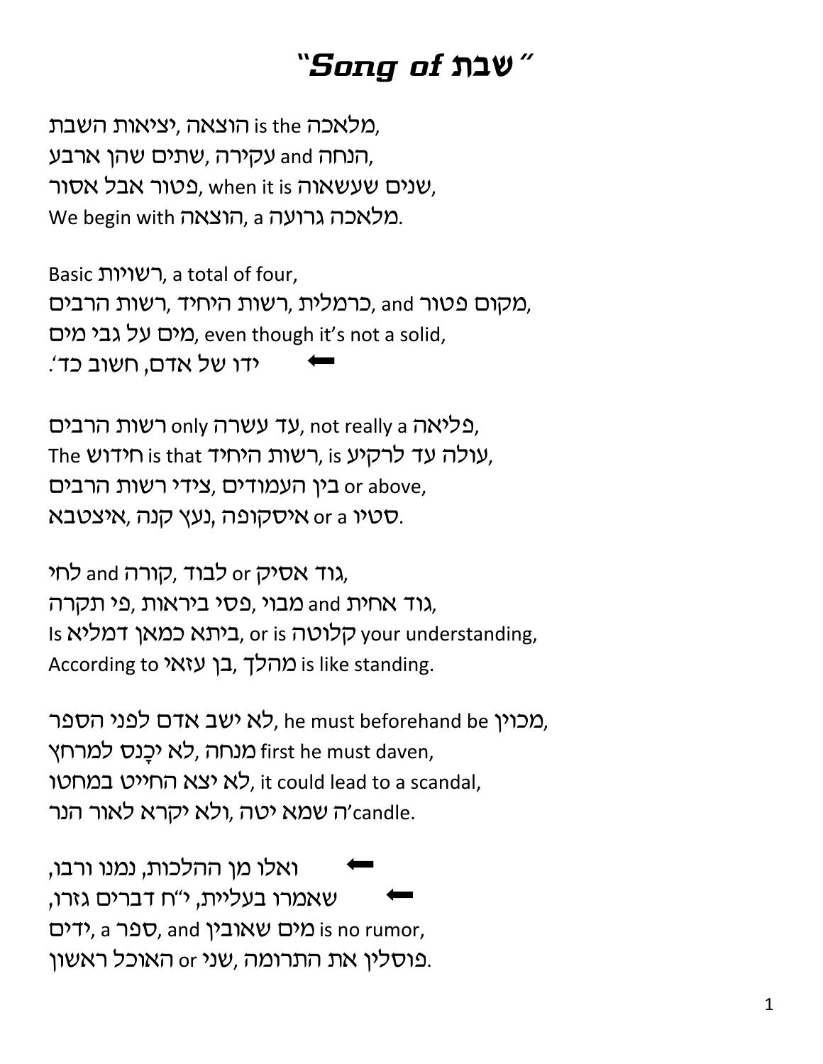# "Song of שבת"

מלאכה is the הוצאה ,יציאות השבת,
הנחה and עקירה ,שתים שהן ארבע,
שנים שעשאוה, when it is פטור אבל אסור,
We begin with הוצאה, a מלאכה גרועה.

Basic רשויות, a total of four,
רשות הרבים ,רשות היחיד ,כרמלית, and מקום פטור,
מים על גבי מים, even though it's not a solid,
⬅ ידו של אדם, חשוב כד'.

רשות הרבים only עד עשרה, not really a פליאה,
The חידוש is that רשות היחיד, is עולה עד לרקיע,
בין העמודים ,צידי רשות הרבים or above,
איסקופה ,נעץ קנה ,איצטבא or a סטיו.

לחי and קורה ,לבוד or גוד אסיק,
מבוי ,פסי ביראות ,פי תקרה and גוד אחית,
Is ביתא כמאן דמליא, or is קלוטה your understanding,
According to בן עזאי ,מהלך is like standing.

לא ישב אדם לפני הספר, he must beforehand be מכוין,
מנחה ,לא יכָנס למרחץ first he must daven,
לא יצא החייט במחטו, it could lead to a scandal,
ה שמא יטה ,ולא יקרא לאור הנר'candle.

⬅ ואלו מן ההלכות, נמנו ורבו,
⬅ שאמרו בעליית, י"ח דברים גזרו,
ידים, a ספר, and מים שאובין is no rumor,
פוסלין את התרומה ,שני or האוכל ראשון.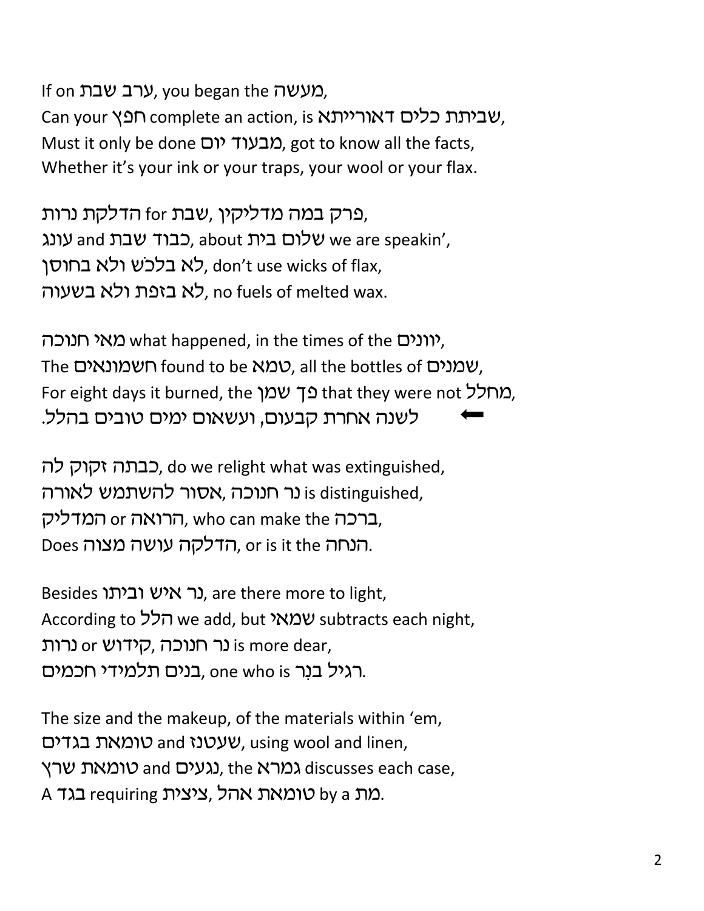If on ערב שבת, you began the מעשה,
Can your חפץ complete an action, is שביתת כלים דאורייתא,
Must it only be done מבעוד יום, got to know all the facts,
Whether it's your ink or your traps, your wool or your flax.

פרק במה מדליקין, הדלקת נרות for שבת,
כבוד שבת and עונג, about שלום בית we are speakin',
לא בלכש ולא בחוסן, don't use wicks of flax,
לא בזפת ולא בשעוה, no fuels of melted wax.

מאי חנוכה what happened, in the times of the יוונים,
The חשמונאים found to be טמא, all the bottles of שמנים,
For eight days it burned, the פך שמן that they were not מחלל,
➡ לשנה אחרת קבעום, ועשאום ימים טובים בהלל.

כבתה זקוק לה, do we relight what was extinguished,
נר חנוכה, אסור להשתמש לאורה is distinguished,
המדליק or הרואה, who can make the ברכה,
Does הדלקה עושה מצוה, or is it the הנחה.

Besides נר איש וביתו, are there more to light,
According to הלל we add, but שמאי subtracts each night,
נר חנוכה, קידוש or נרות is more dear,
בנים תלמידי חכמים, one who is רגיל בנֵר.

The size and the makeup, of the materials within 'em,
טומאת בגדים and שעטנז, using wool and linen,
טומאת שרץ and נגעים, the גמרא discusses each case,
A בגד requiring ציצית, טומאת אהל by a מת.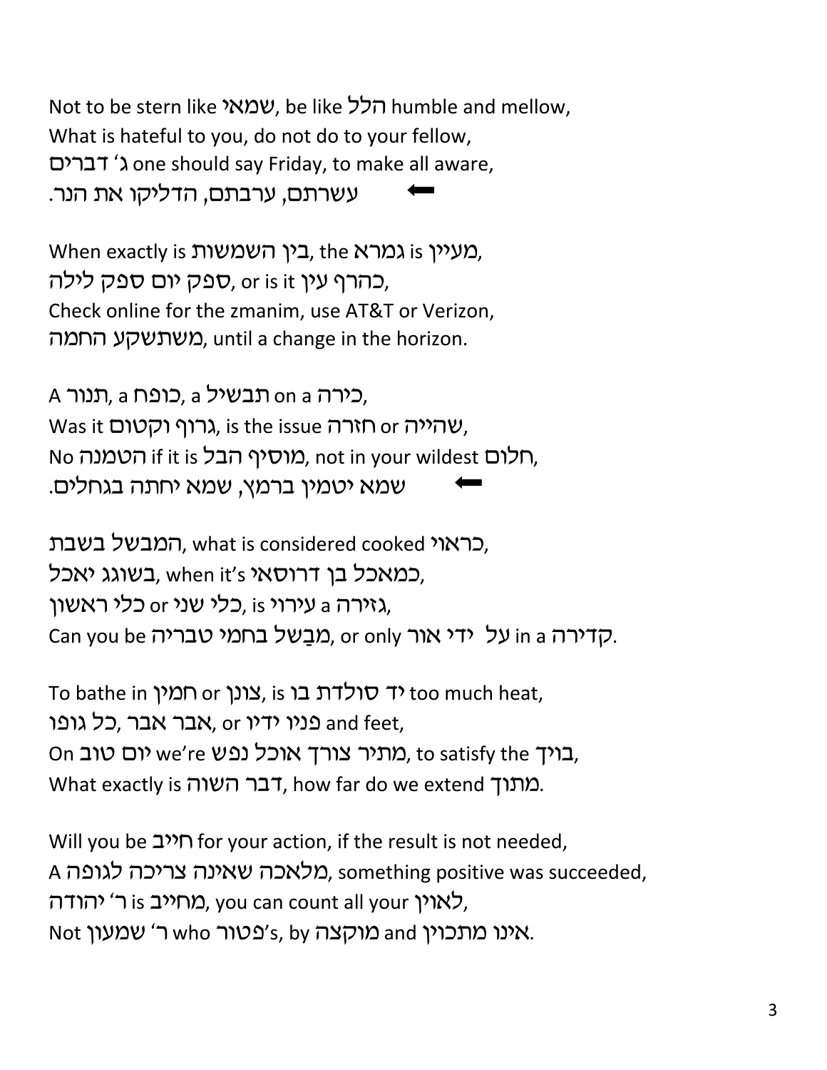Not to be stern like שמאי, be like הלל humble and mellow,
What is hateful to you, do not do to your fellow,
ג' דברים one should say Friday, to make all aware,
עשרתם, ערבתם, הדליקו את הנר. ⬅

When exactly is בין השמשות, the גמרא is מעיין,
ספק יום ספק לילה, or is it כהרף עין,
Check online for the zmanim, use AT&T or Verizon,
משתשקע החמה, until a change in the horizon.

A תנור, a כופח, a תבשיל on a כירה,
Was it גרוף וקטום, is the issue חזרה or שהייה,
No הטמנה if it is מוסיף הבל, not in your wildest חלום,
שמא יטמין ברמץ, שמא יחתה בגחלים. ⬅

המבשל בשבת, what is considered cooked כראוי,
בשוגג יאכל, when it's כמאכל בן דרוסאי,
כלי שני or כלי ראשון, is עירוי a גזירה,
Can you be מְבַשל בחמי טבריה, or only על ידי אור in a קדירה.

To bathe in חמין or צונן, is יד סולדת בו too much heat,
כל גופו, אבר אבר, or פניו ידיו and feet,
On יום טוב we're מתיר צורך אוכל נפש, to satisfy the בויך,
What exactly is דבר השוה, how far do we extend מתוך.

Will you be חייב for your action, if the result is not needed,
A מלאכה שאינה צריכה לגופה, something positive was succeeded,
ר' יהודה is מחייב, you can count all your לאוין,
Not ר' שמעון who פטור's, by מוקצה and אינו מתכוין.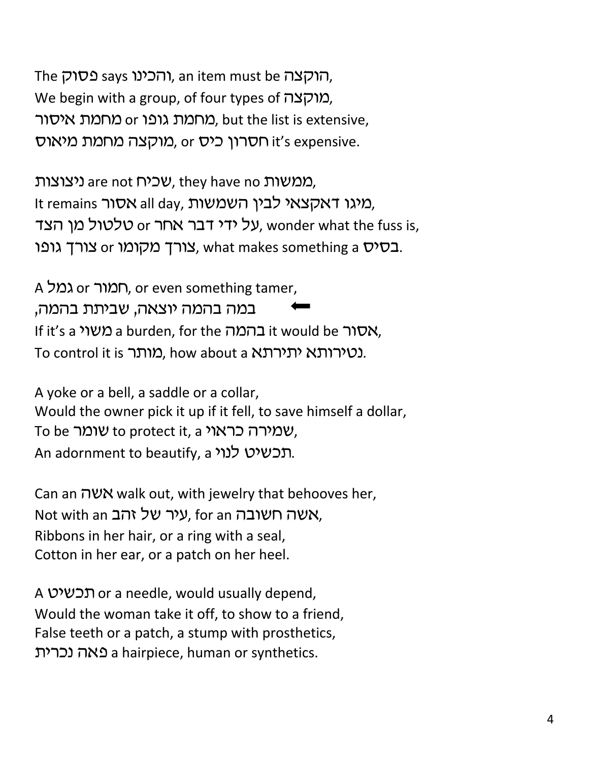The פסוק says והכינו, an item must be הוקצה,
We begin with a group, of four types of מוקצה,
מחמת איסור or מחמת גופו, but the list is extensive,
מוקצה מחמת מיאוס, or חסרון כיס it's expensive.

ניצוצות are not שכיח, they have no ממשות,
It remains אסור all day, מיגו דאקצאי לבין השמשות,
על ידי דבר אחר or טלטול מן הצד, wonder what the fuss is,
צורך מקומו or צורך גופו, what makes something a בסיס.

A גמל or חמור, or even something tamer,
➡ במה בהמה יוצאה, שביתת בהמה,
If it's a משוי a burden, for the בהמה it would be אסור,
To control it is מותר, how about a נטירותא יתירתא.

A yoke or a bell, a saddle or a collar,
Would the owner pick it up if it fell, to save himself a dollar,
To be שומר to protect it, a שמירה כראוי,
An adornment to beautify, a תכשיט לנוי.

Can an אשה walk out, with jewelry that behooves her,
Not with an עיר של זהב, for an אשה חשובה,
Ribbons in her hair, or a ring with a seal,
Cotton in her ear, or a patch on her heel.

A תכשיט or a needle, would usually depend,
Would the woman take it off, to show to a friend,
False teeth or a patch, a stump with prosthetics,
פאה נכרית a hairpiece, human or synthetics.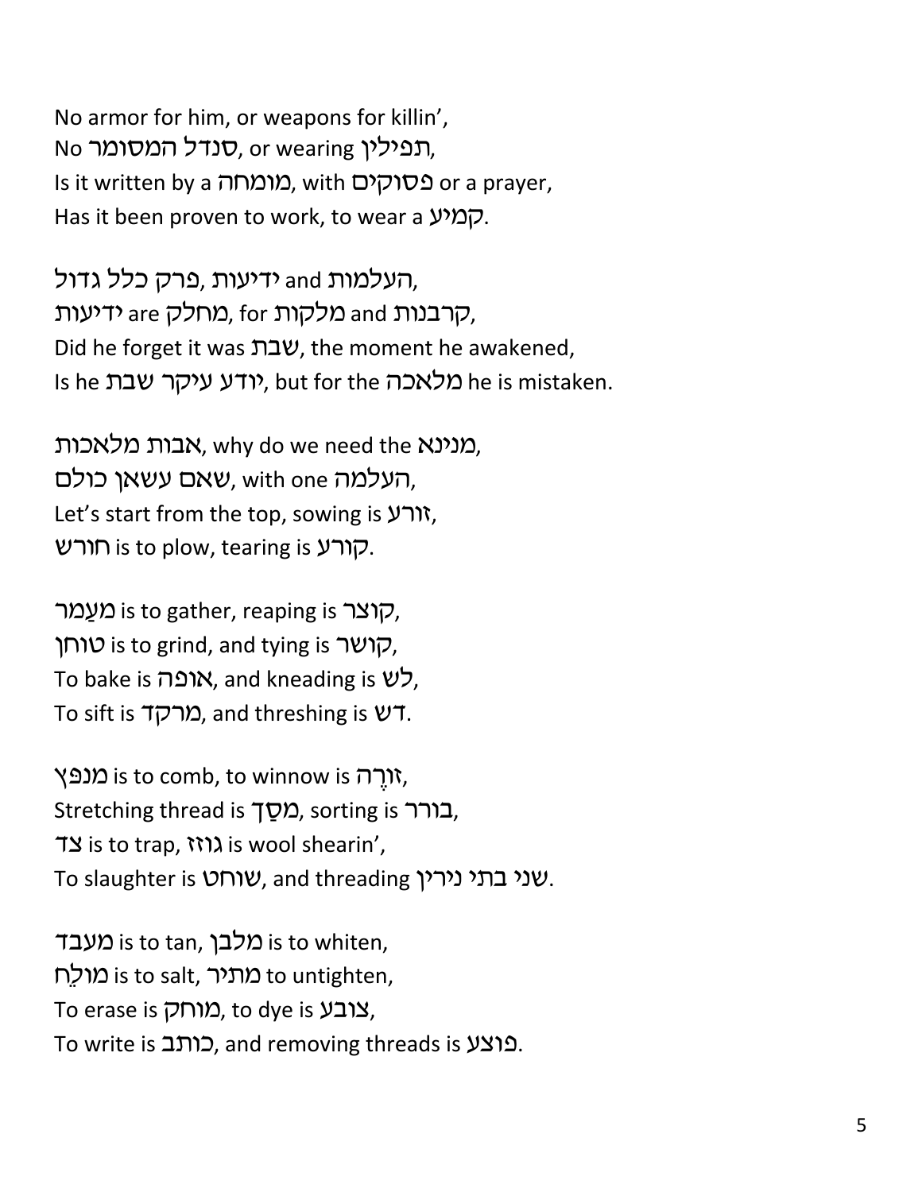No armor for him, or weapons for killin',
No סנדל המסומר, or wearing תפילין,
Is it written by a מומחה, with פסוקים or a prayer,
Has it been proven to work, to wear a קמיע.

העלמות and ידיעות ,פרק כלל גדול,
ידיעות are מחלק, for מלקות and קרבנות,
Did he forget it was שבת, the moment he awakened,
Is he יודע עיקר שבת, but for the מלאכה he is mistaken.

אבות מלאכות, why do we need the מנינא,
שאם עשאן כולם, with one העלמה,
Let's start from the top, sowing is זורע,
חורש is to plow, tearing is קורע.

מעַמר is to gather, reaping is קוצר,
טוחן is to grind, and tying is קושר,
To bake is אופה, and kneading is לש,
To sift is מרקד, and threshing is דש.

מנפץ is to comb, to winnow is זורֶה,
Stretching thread is מסַך, sorting is בורר,
צד is to trap, גוזז is wool shearin',
To slaughter is שוחט, and threading שני בתי נירין.

מעבד is to tan, מלבן is to whiten,
מולֵח is to salt, מתיר to untighten,
To erase is מוחק, to dye is צובע,
To write is כותב, and removing threads is פוצע.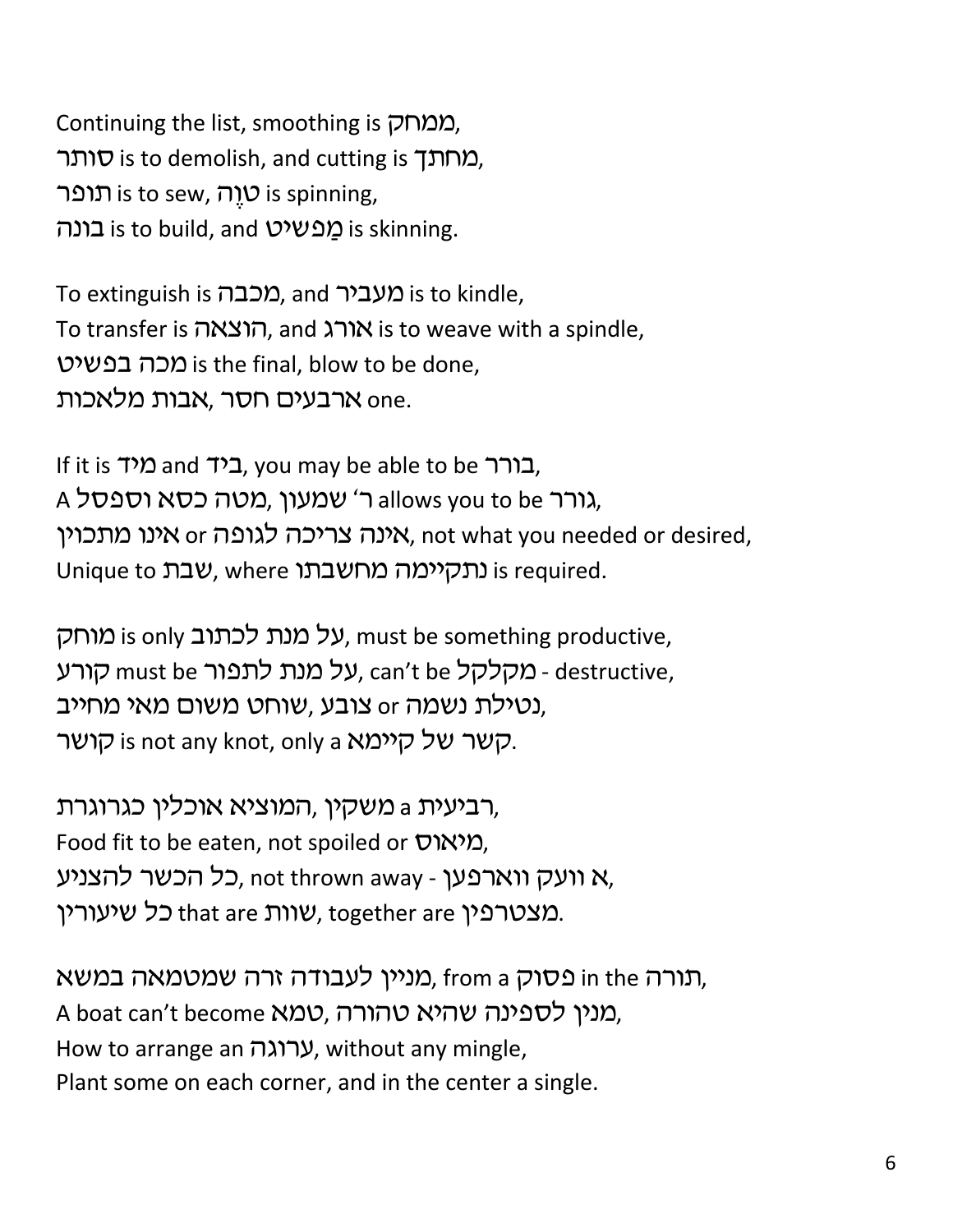Continuing the list, smoothing is ממחק,
סותר is to demolish, and cutting is מחתך,
תופר is to sew, טֹוֶה is spinning,
בונה is to build, and מַפשיט is skinning.

To extinguish is מכבה, and מעביר is to kindle,
To transfer is הוצאה, and אורג is to weave with a spindle,
מכה בפשיט is the final, blow to be done,
ארבעים חסר ,אבות מלאכות one.

If it is מיד and ביד, you may be able to be בורר,
A מטה כסא וספסל ,ר׳ שמעון allows you to be גורר,
אינה צריכה לגופה or אינו מתכוין, not what you needed or desired,
Unique to שבת, where נתקיימה מחשבתו is required.

מוחק is only על מנת לכתוב, must be something productive,
קורע must be על מנת לתפור, can't be מקלקל - destructive,
נטילת נשמה or צובע ,שוחט משום מאי מחייב,
קושר is not any knot, only a קשר של קיימא.

רביעית a משקין ,המוציא אוכלין כגרוגרת,
Food fit to be eaten, not spoiled or מיאוס,
כל הכשר להצניע, not thrown away - א וועק ווארפען,
כל שיעורין that are שוות, together are מצטרפין.

מניין לעבודה זרה שמטמאה במשא, from a פסוק in the תורה,
A boat can't become טמא ,מנין לספינה שהיא טהורה,
How to arrange an ערוגה, without any mingle,
Plant some on each corner, and in the center a single.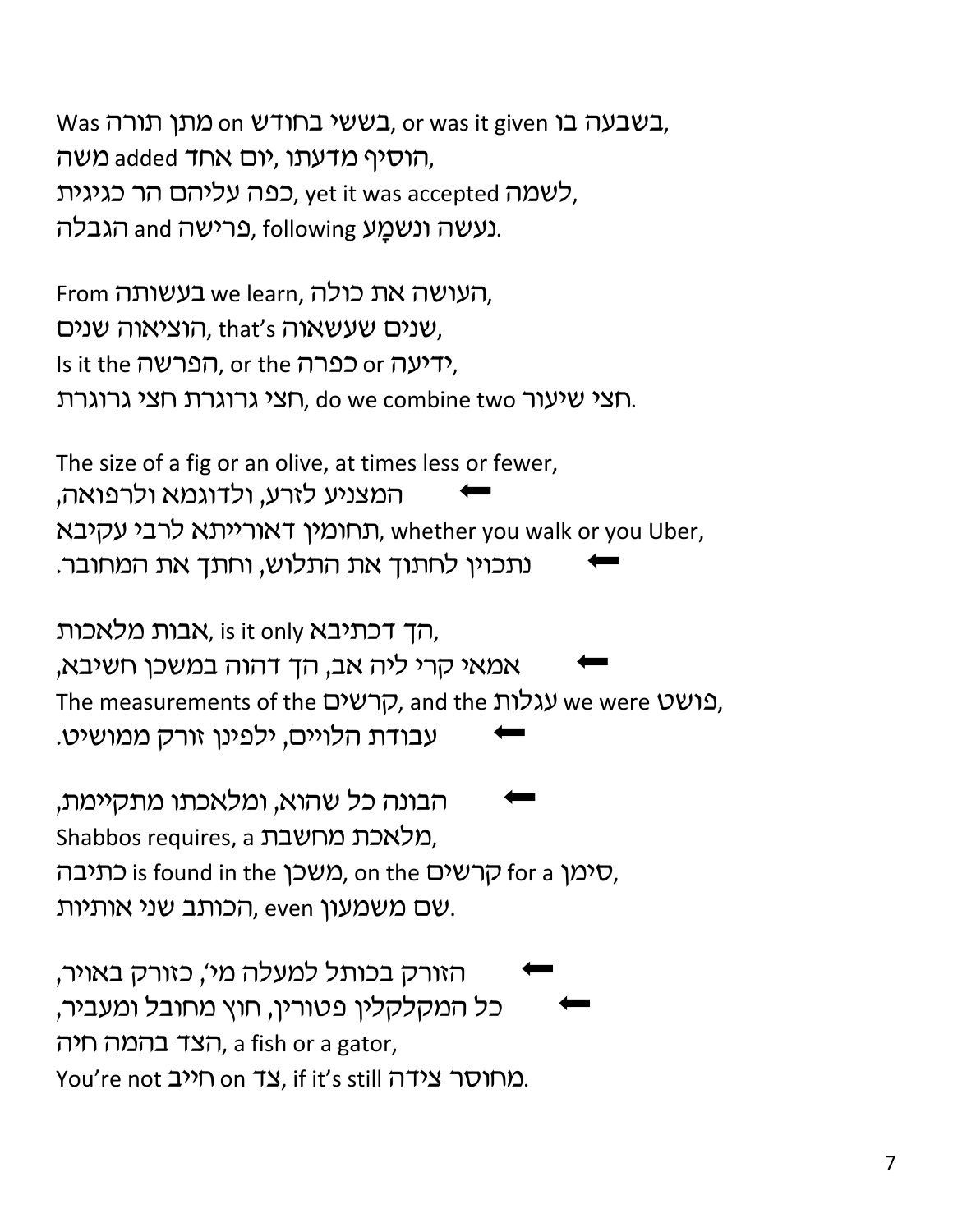Was מתן תורה on בששי בחודש, or was it given בשבעה בו,
משה added יום אחד ,הוסיף מדעתו,
כפה עליהם הר כגיגית, yet it was accepted לשמה,
הגבלה and פרישה, following נעשה ונשמָע.

From בעשותה we learn, העושה את כולה,
הוציאוה שנים, that's שנים שעשאוה,
Is it the הפרשה, or the כפרה or ידיעה,
חצי גרוגרת חצי גרוגרת, do we combine two חצי שיעור.

The size of a fig or an olive, at times less or fewer,
⬅ המצניע לזרע, ולדוגמא ולרפואה,
תחומין דאורייתא לרבי עקיבא, whether you walk or you Uber,
⬅ נתכוין לחתוך את התלוש, וחתך את המחובר.

אבות מלאכות, is it only הך דכתיבא,
⬅ אמאי קרי ליה אב, הך דהוה במשכן חשיבא,
The measurements of the קרשים, and the עגלות we were פושט,
⬅ עבודת הלויים, ילפינן זורק ממושיט.

⬅ הבונה כל שהוא, ומלאכתו מתקיימת,
Shabbos requires, a מלאכת מחשבת,
כתיבה is found in the משכן, on the קרשים for a סימן,
הכותב שני אותיות, even שם משמעון.

⬅ הזורק בכותל למעלה מי', כזורק באויר,
⬅ כל המקלקלין פטורין, חוץ מחובל ומעביר,
הצד בהמה חיה, a fish or a gator,
You're not חייב on צד, if it's still מחוסר צידה.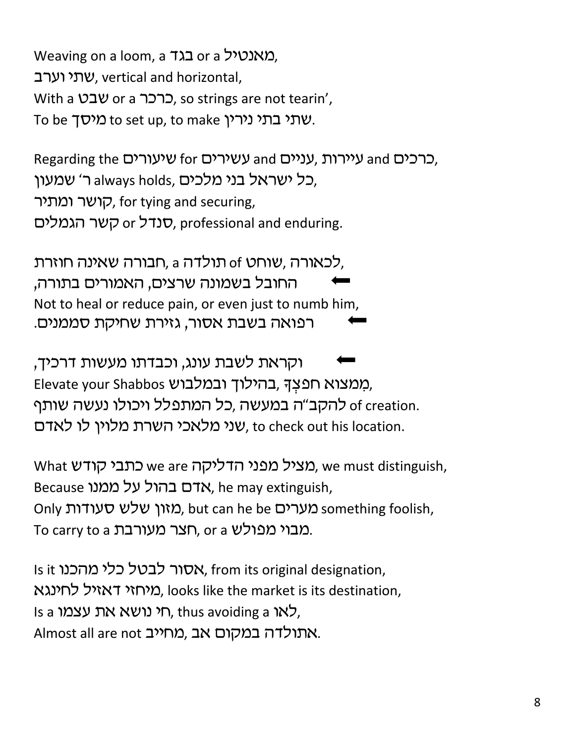Weaving on a loom, a בגד or a מאנטיל,
שתי וערב, vertical and horizontal,
With a שבט or a כרכר, so strings are not tearin',
To be מיסך to set up, to make שתי בתי נירין.

Regarding the שיעורים for עשירים and עניים, עיירות and כרכים,
ר' שמעון always holds, כל ישראל בני מלכים,
קושר ומתיר, for tying and securing,
קשר הגמלים or סנדל, professional and enduring.

לכאורה, שוחט of תולדה a ,חבורה שאינה חוזרת,
⬅ החובל בשמונה שרצים, האמורים בתורה,
Not to heal or reduce pain, or even just to numb him,
⬅ רפואה בשבת אסור, גזירת שחיקת סממנים.

⬅ וקראת לשבת עונג, וכבדתו מעשות דרכיך,
Elevate your Shabbos בהילוך ובמלבוש, מִמצוא חפצֶךָ,
להקב"ה במעשה ,כל המתפלל ויכולו נעשה שותף of creation.
שני מלאכי השרת מלוין לו לאדם, to check out his location.

What כתבי קודש we are מציל מפני הדליקה, we must distinguish,
Because אדם בהול על ממנו, he may extinguish,
Only מזון שלש סעודות, but can he be מערים something foolish,
To carry to a חצר מעורבת, or a מבוי מפולש.

Is it אסור לבטל כלי מהכנו, from its original designation,
מיחזי דאזיל לחינגא, looks like the market is its destination,
Is a חי נושא את עצמו, thus avoiding a לאו,
Almost all are not מחייב, אתולדה במקום אב.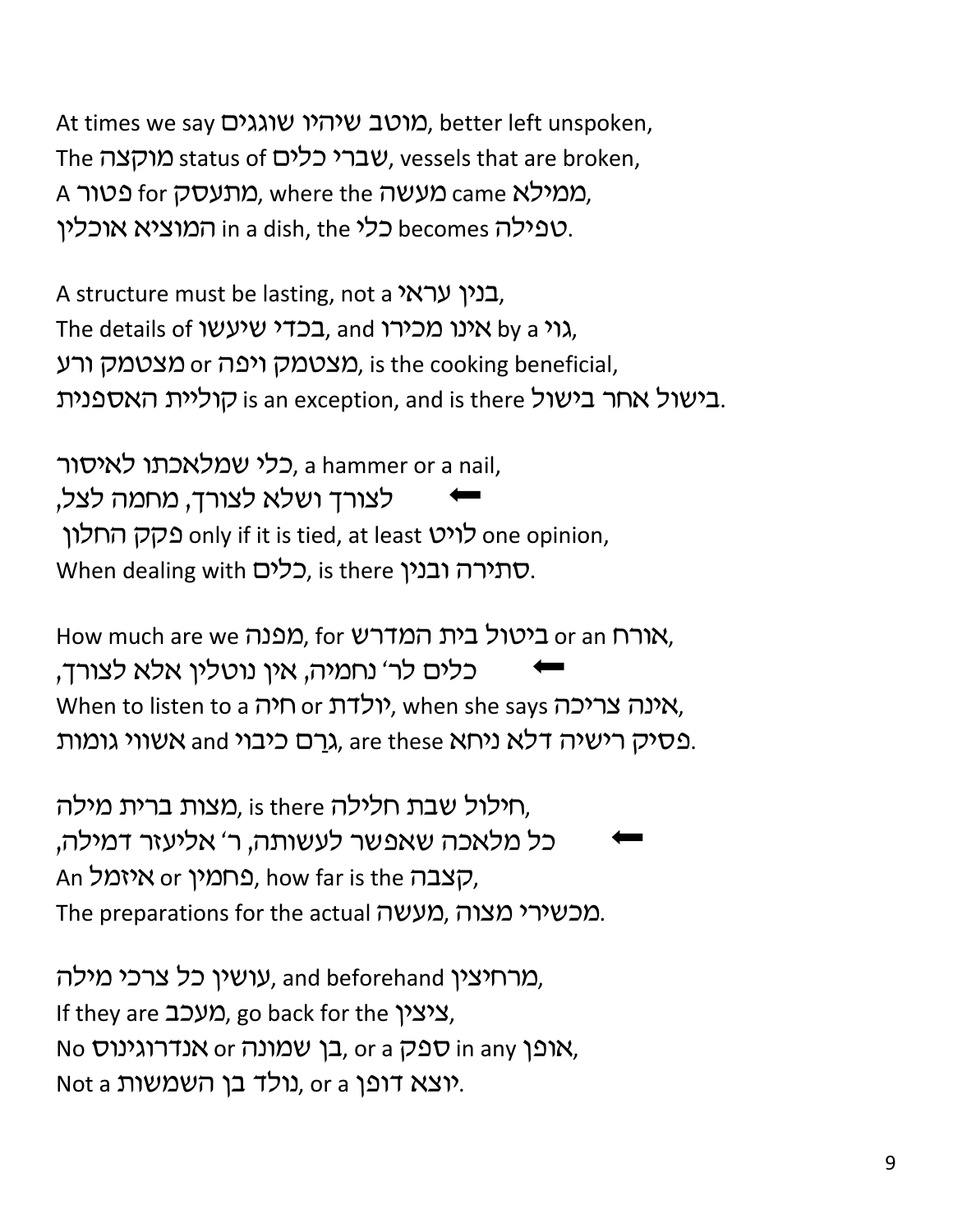At times we say מוטב שיהיו שוגגים, better left unspoken,
The מוקצה status of שברי כלים, vessels that are broken,
A פטור for מתעסק, where the מעשה came ממילא,
המוציא אוכלין in a dish, the כלי becomes טפילה.

A structure must be lasting, not a בנין עראי,
The details of בכדי שיעשו, and אינו מכירו by a גוי,
מצטמק ויפה or מצטמק ורע, is the cooking beneficial,
קוליית האספנית is an exception, and is there בישול אחר בישול.

כלי שמלאכתו לאיסור, a hammer or a nail,
⬅ לצורך ושלא לצורך, מחמה לצל,
פקק החלון only if it is tied, at least לויט one opinion,
When dealing with כלים, is there סתירה ובנין.

How much are we מפנה, for ביטול בית המדרש or an אורח,
⬅ כלים לר' נחמיה, אין נוטלין אלא לצורך,
When to listen to a חיה or יולדת, when she says אינה צריכה,
אשווי גומות and גַרַם כיבוי, are these פסיק רישיה דלא ניחא.

מצות ברית מילה, is there חילול שבת חלילה,
⬅ כל מלאכה שאפשר לעשותה, ר' אליעזר דמילה,
An איזמל or פחמין, how far is the קצבה,
The preparations for the actual מעשה, מכשירי מצוה.

עושין כל צרכי מילה, and beforehand מרחיצין,
If they are מעכב, go back for the ציצין,
No אנדרוגינוס or בן שמונה, or a ספק in any אופן,
Not a נולד בן השמשות, or a יוצא דופן.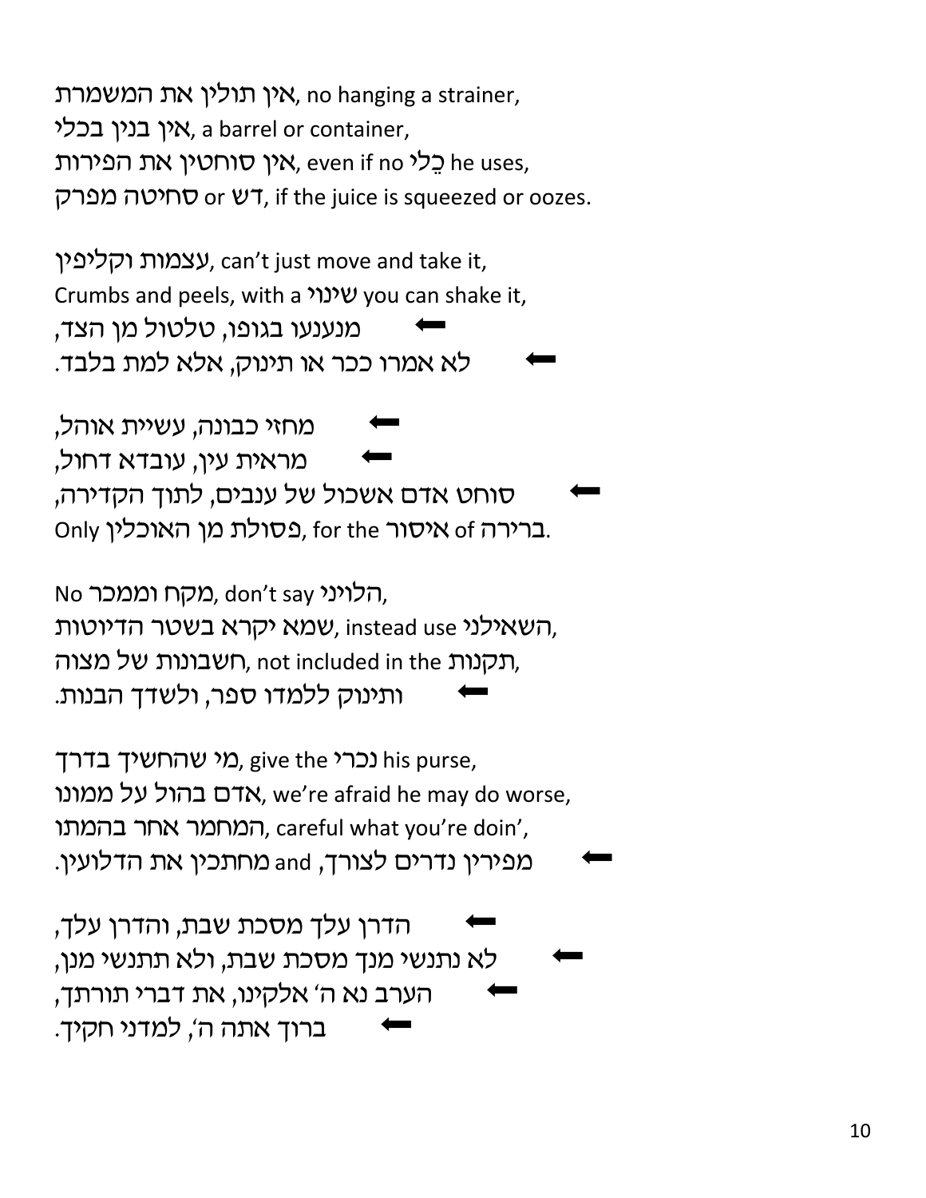אין תולין את המשמרת, no hanging a strainer,
אין בנין בכלי, a barrel or container,
אין סוחטין את הפירות, even if no כֵלי he uses,
סחיטה מפרק or דש, if the juice is squeezed or oozes.

עצמות וקליפין, can't just move and take it,
Crumbs and peels, with a שינוי you can shake it,
⬅ מנענעו בגופו, טלטול מן הצד,
⬅ לא אמרו ככר או תינוק, אלא למת בלבד.

⬅ מחזי כבונה, עשיית אוהל,
⬅ מראית עין, עובדא דחול,
⬅ סוחט אדם אשכול של ענבים, לתוך הקדירה,
Only פסולת מן האוכלין, for the איסור of ברירה.

No מקח וממכר, don't say הלויני,
שמא יקרא בשטר הדיוטות, instead use השאילני,
חשבונות של מצוה, not included in the תקנות,
⬅ ותינוק ללמדו ספר, ולשדך הבנות.

מי שהחשיך בדרך, give the נכרי his purse,
אדם בהול על ממונו, we're afraid he may do worse,
המחמר אחר בהמתו, careful what you're doin',
⬅ מפירין נדרים לצורך, and מחתכין את הדלועין.

⬅ הדרן עלך מסכת שבת, והדרן עלך,
⬅ לא נתנשי מנך מסכת שבת, ולא תתנשי מנן,
⬅ הערב נא ה' אלקינו, את דברי תורתך,
⬅ ברוך אתה ה', למדני חקיך.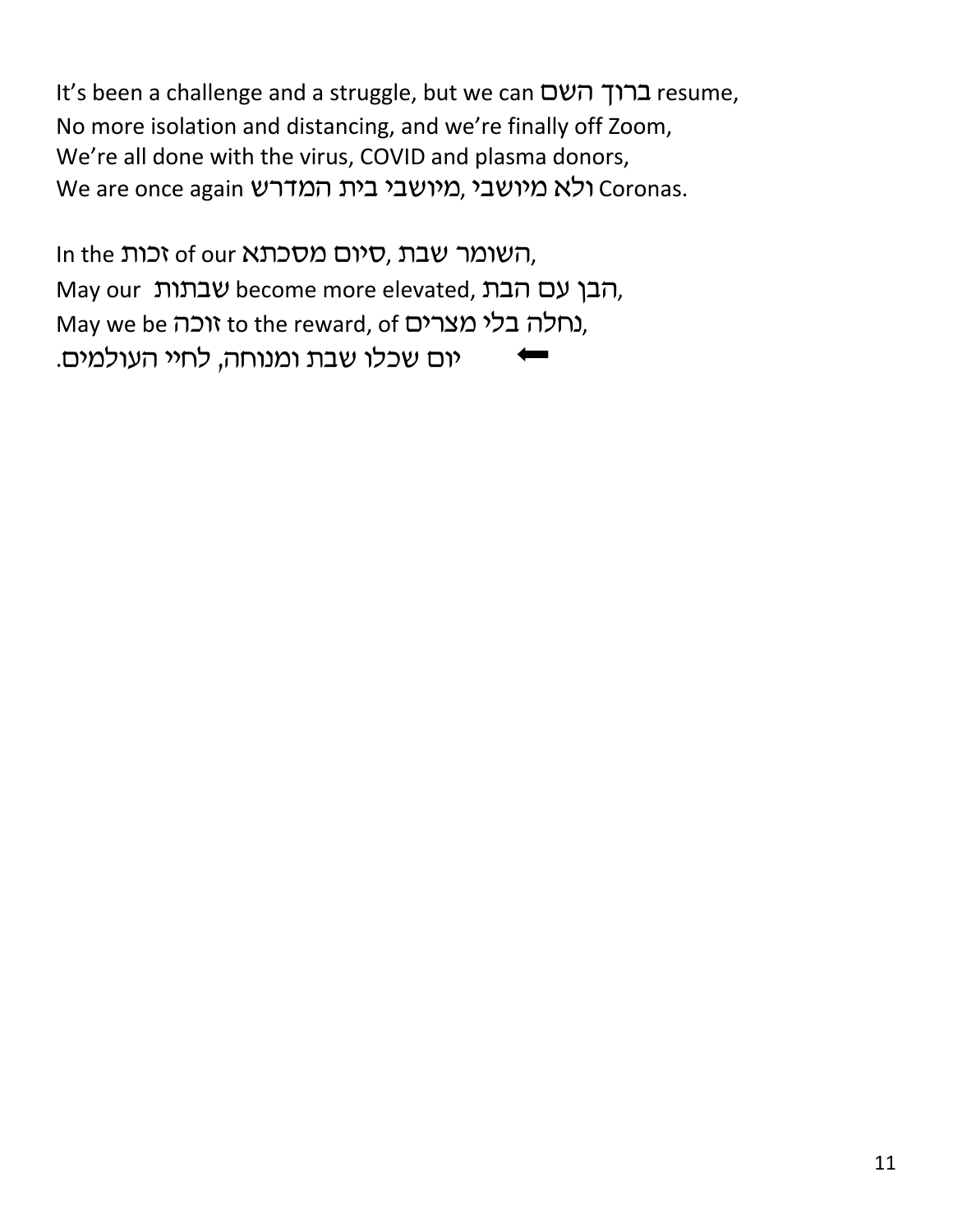It's been a challenge and a struggle, but we can ברוך השם resume,
No more isolation and distancing, and we're finally off Zoom,
We're all done with the virus, COVID and plasma donors,
We are once again מיושבי בית המדרש, ולא מיושבי Coronas.

In the זכות of our סיום מסכתא, השומר שבת,
May our שבתות become more elevated, הבן עם הבת,
May we be זוכה to the reward, of נחלה בלי מצרים,
⬅ יום שכלו שבת ומנוחה, לחיי העולמים.